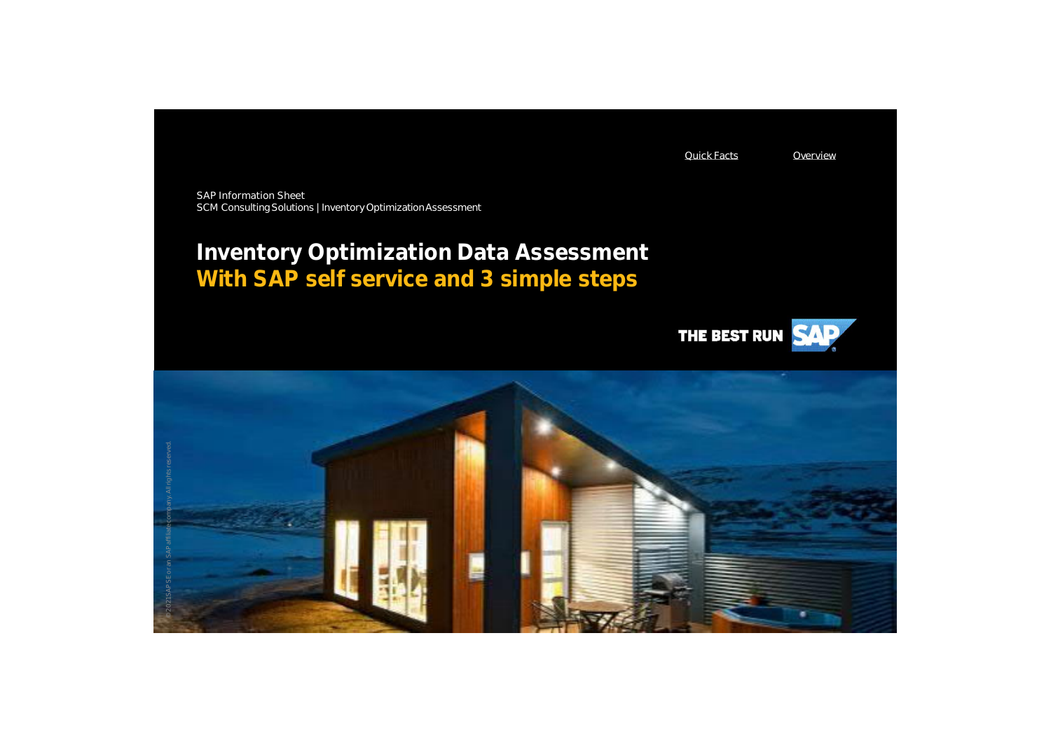Quick Facts    Overview

SAP Information Sheet
SCM Consulting Solutions | Inventory Optimization Assessment

# Inventory Optimization Data Assessment
## With SAP self service and 3 simple steps

THE BEST RUN SAP

© 2021 SAP SE or an SAP affiliate company. All rights reserved.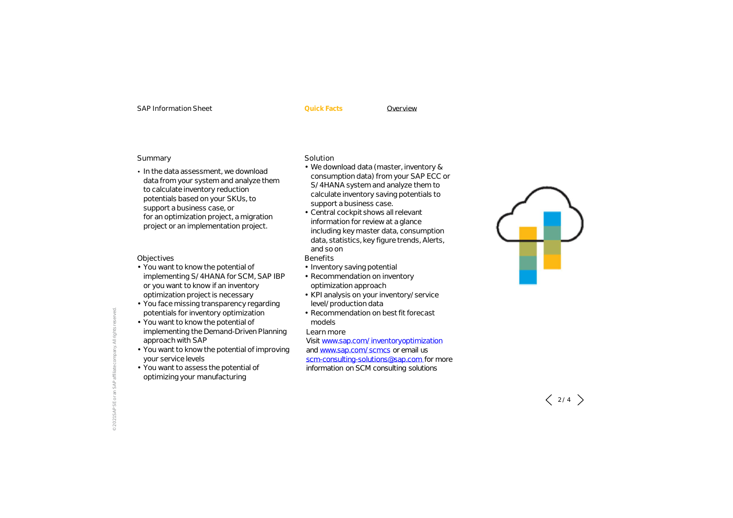SAP Information Sheet | **Quick Facts** | Overview

## Summary

- In the data assessment, we download data from your system and analyze them to calculate inventory reduction potentials based on your SKUs, to support a business case, or for an optimization project, a migration project or an implementation project.

## Objectives

- You want to know the potential of implementing S/4HANA for SCM, SAP IBP or you want to know if an inventory optimization project is necessary
- You face missing transparency regarding potentials for inventory optimization
- You want to know the potential of implementing the Demand-Driven Planning approach with SAP
- You want to know the potential of improving your service levels
- You want to assess the potential of optimizing your manufacturing

## Solution

- We download data (master, inventory & consumption data) from your SAP ECC or S/4HANA system and analyze them to calculate inventory saving potentials to support a business case.
- Central cockpit shows all relevant information for review at a glance including key master data, consumption data, statistics, key figure trends, Alerts, and so on

## Benefits

- Inventory saving potential
- Recommendation on inventory optimization approach
- KPI analysis on your inventory/service level/production data
- Recommendation on best fit forecast models

## Learn more

Visit www.sap.com/inventoryoptimization and www.sap.com/scmcs or email us scm-consulting-solutions@sap.com for more information on SCM consulting solutions

© 2021 SAP SE or an SAP affiliate company. All rights reserved.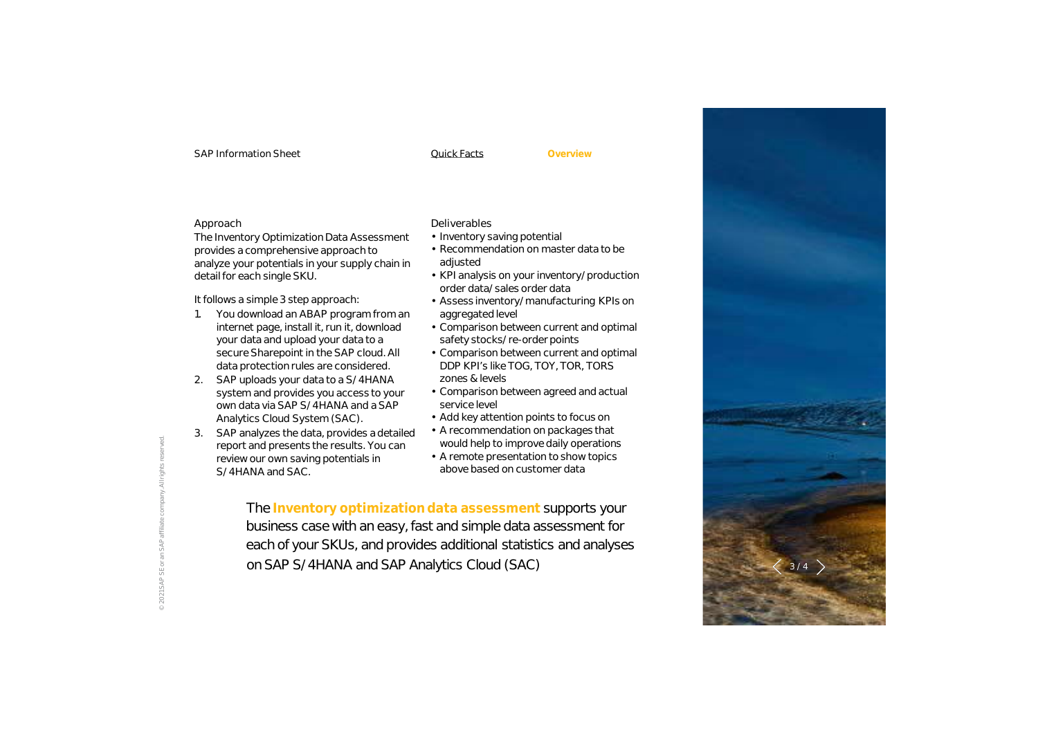SAP Information Sheet — Quick Facts — **Overview**

## Approach

The Inventory Optimization Data Assessment provides a comprehensive approach to analyze your potentials in your supply chain in detail for each single SKU.

It follows a simple 3 step approach:

1. You download an ABAP program from an internet page, install it, run it, download your data and upload your data to a secure Sharepoint in the SAP cloud. All data protection rules are considered.
2. SAP uploads your data to a S/4HANA system and provides you access to your own data via SAP S/4HANA and a SAP Analytics Cloud System (SAC).
3. SAP analyzes the data, provides a detailed report and presents the results. You can review our own saving potentials in S/4HANA and SAC.

## Deliverables

- Inventory saving potential
- Recommendation on master data to be adjusted
- KPI analysis on your inventory/production order data/sales order data
- Assess inventory/manufacturing KPIs on aggregated level
- Comparison between current and optimal safety stocks/re-order points
- Comparison between current and optimal DDP KPI's like TOG, TOY, TOR, TORS zones & levels
- Comparison between agreed and actual service level
- Add key attention points to focus on
- A recommendation on packages that would help to improve daily operations
- A remote presentation to show topics above based on customer data

The **Inventory optimization data assessment** supports your business case with an easy, fast and simple data assessment for each of your SKUs, and provides additional statistics and analyses on SAP S/4HANA and SAP Analytics Cloud (SAC)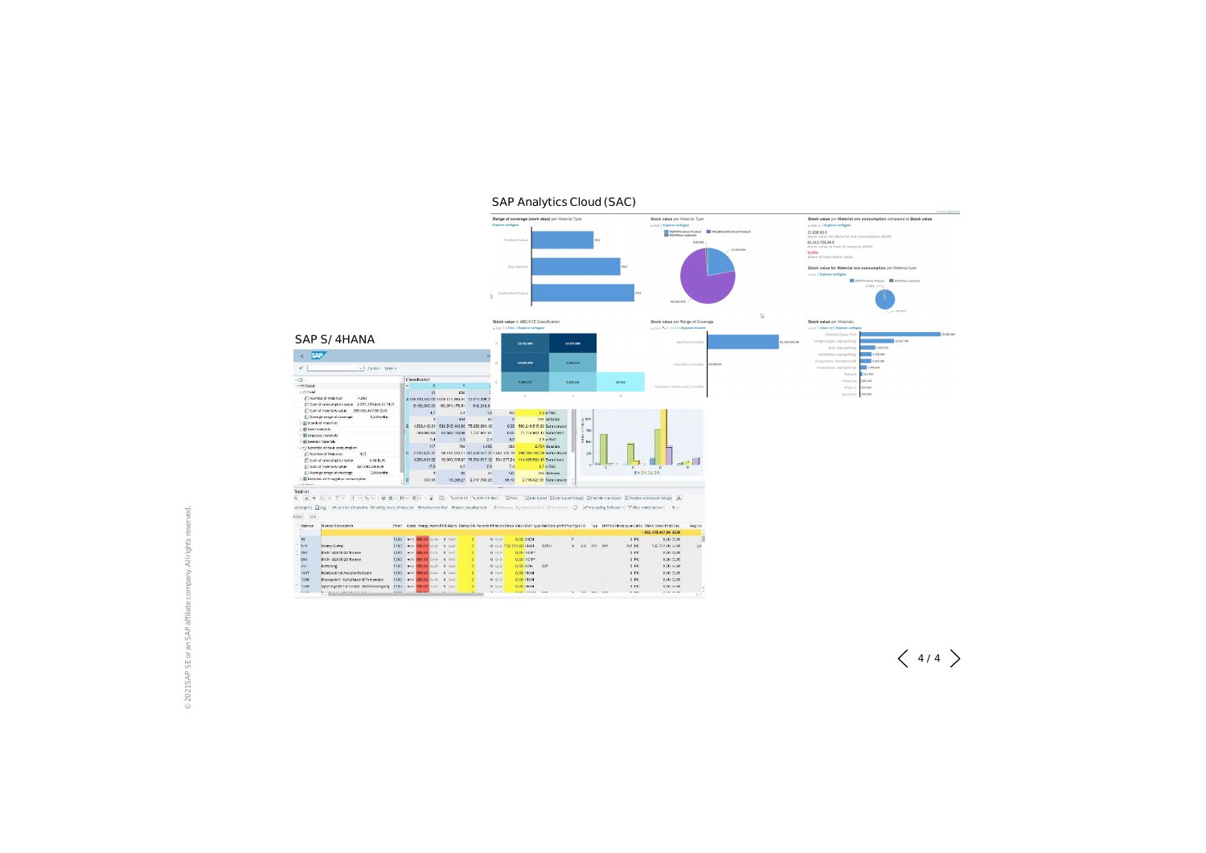SAP Analytics Cloud (SAC)

SAP S/ 4HANA

© 2021 SAP SE or an SAP affiliate company. All rights reserved.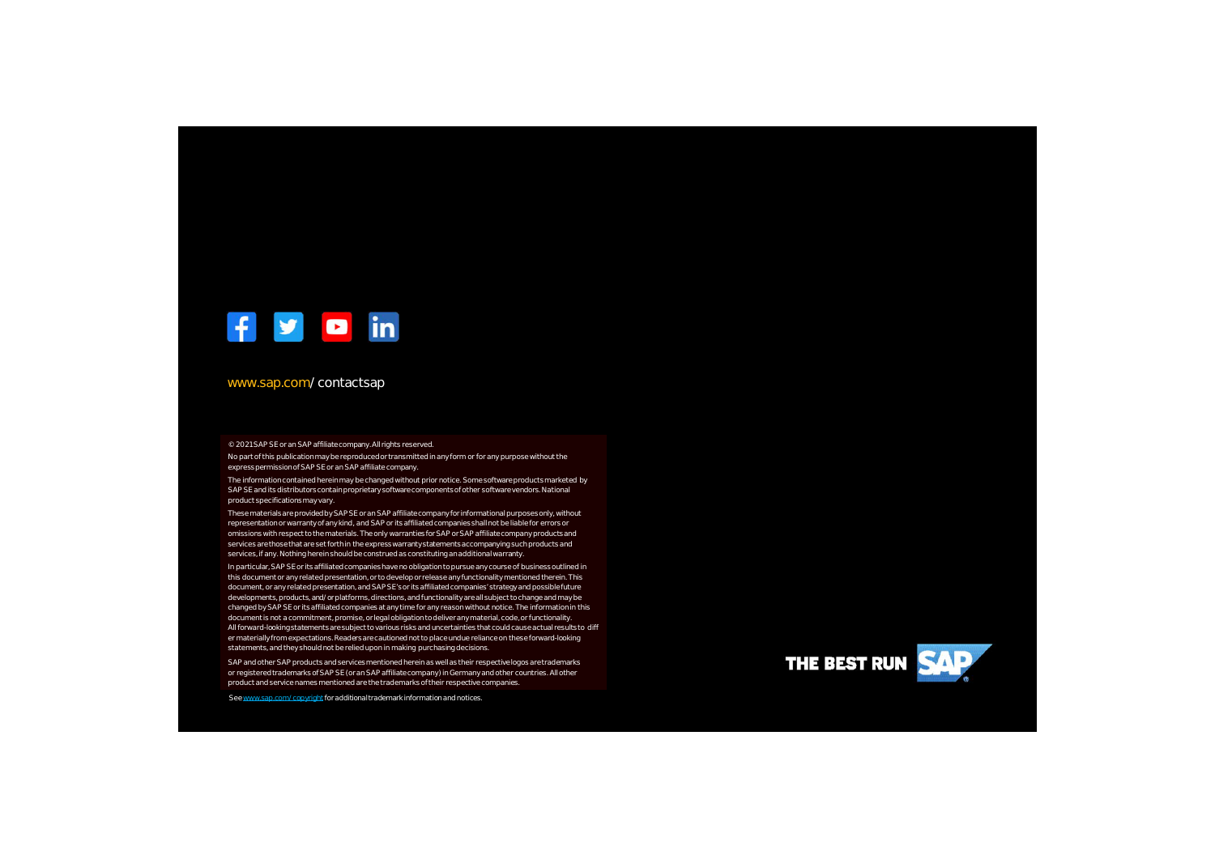www.sap.com/ contactsap

© 2021 SAP SE or an SAP affiliate company. All rights reserved.

No part of this publication may be reproduced or transmitted in any form or for any purpose without the express permission of SAP SE or an SAP affiliate company.

The information contained herein may be changed without prior notice. Some software products marketed by SAP SE and its distributors contain proprietary software components of other software vendors. National product specifications may vary.

These materials are provided by SAP SE or an SAP affiliate company for informational purposes only, without representation or warranty of any kind, and SAP or its affiliated companies shall not be liable for errors or omissions with respect to the materials. The only warranties for SAP or SAP affiliate company products and services are those that are set forth in the express warranty statements accompanying such products and services, if any. Nothing herein should be construed as constituting an additional warranty.

In particular, SAP SE or its affiliated companies have no obligation to pursue any course of business outlined in this document or any related presentation, or to develop or release any functionality mentioned therein. This document, or any related presentation, and SAP SE's or its affiliated companies' strategy and possible future developments, products, and/ or platforms, directions, and functionality are all subject to change and may be changed by SAP SE or its affiliated companies at any time for any reason without notice. The information in this document is not a commitment, promise, or legal obligation to deliver any material, code, or functionality. All forward-looking statements are subject to various risks and uncertainties that could cause actual results to differ materially from expectations. Readers are cautioned not to place undue reliance on these forward-looking statements, and they should not be relied upon in making purchasing decisions.

SAP and other SAP products and services mentioned herein as well as their respective logos are trademarks or registered trademarks of SAP SE (or an SAP affiliate company) in Germany and other countries. All other product and service names mentioned are the trademarks of their respective companies.

See www.sap.com/ copyright for additional trademark information and notices.

THE BEST RUN SAP